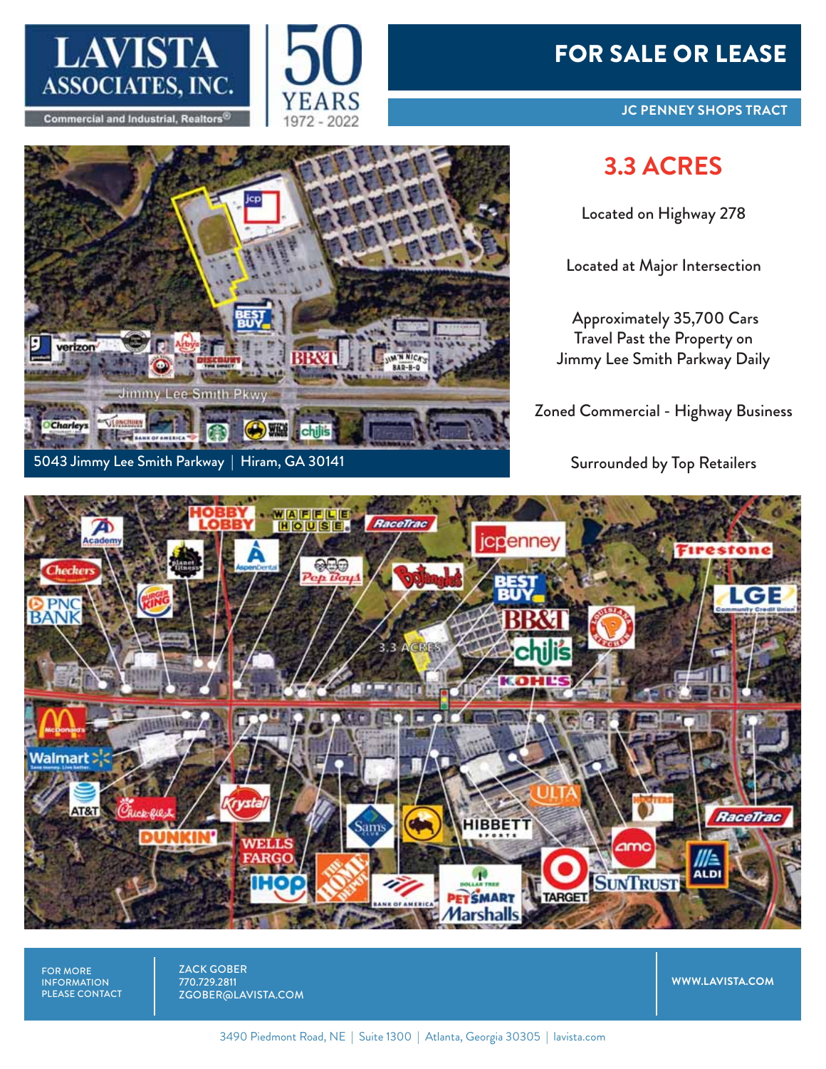LAVISTA ASSOCIATES, INC.

Commercial and Industrial, Realtors®

50 YEARS 1972 - 2022

# FOR SALE OR LEASE

## JC PENNEY SHOPS TRACT

5043 Jimmy Lee Smith Parkway | Hiram, GA 30141

# 3.3 ACRES

Located on Highway 278

Located at Major Intersection

Approximately 35,700 Cars Travel Past the Property on Jimmy Lee Smith Parkway Daily

Zoned Commercial - Highway Business

Surrounded by Top Retailers

FOR MORE INFORMATION PLEASE CONTACT

ZACK GOBER
770.729.2811
ZGOBER@LAVISTA.COM

WWW.LAVISTA.COM

3490 Piedmont Road, NE | Suite 1300 | Atlanta, Georgia 30305 | lavista.com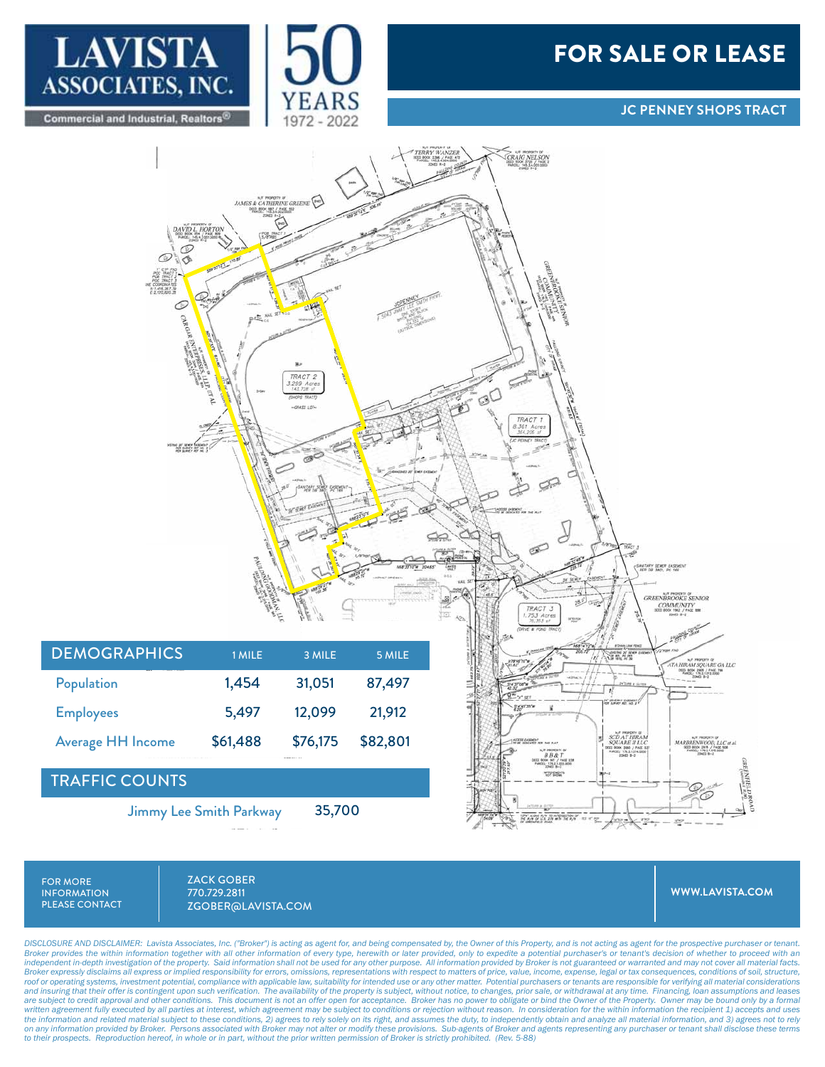# FOR SALE OR LEASE

## JC PENNEY SHOPS TRACT

LAVISTA ASSOCIATES, INC.
Commercial and Industrial, Realtors®

50 YEARS 1972 - 2022

## DEMOGRAPHICS

| | 1 MILE | 3 MILE | 5 MILE |
|---|---|---|---|
| Population | 1,454 | 31,051 | 87,497 |
| Employees | 5,497 | 12,099 | 21,912 |
| Average HH Income | $61,488 | $76,175 | $82,801 |

## TRAFFIC COUNTS

| | |
|---|---|
| Jimmy Lee Smith Parkway | 35,700 |

FOR MORE INFORMATION PLEASE CONTACT

ZACK GOBER
770.729.2811
ZGOBER@LAVISTA.COM

WWW.LAVISTA.COM

*DISCLOSURE AND DISCLAIMER: Lavista Associates, Inc. ("Broker") is acting as agent for, and being compensated by, the Owner of this Property, and is not acting as agent for the prospective purchaser or tenant. Broker provides the within information together with all other information of every type, herewith or later provided, only to expedite a potential purchaser's or tenant's decision of whether to proceed with an independent in-depth investigation of the property. Said information shall not be used for any other purpose. All information provided by Broker is not guaranteed or warranted and may not cover all material facts. Broker expressly disclaims all express or implied responsibility for errors, omissions, representations with respect to matters of price, value, income, expense, legal or tax consequences, conditions of soil, structure, roof or operating systems, investment potential, compliance with applicable law, suitability for intended use or any other matter. Potential purchasers or tenants are responsible for verifying all material considerations and insuring that their offer is contingent upon such verification. The availability of the property is subject, without notice, to changes, prior sale, or withdrawal at any time. Financing, loan assumptions and leases are subject to credit approval and other conditions. This document is not an offer open for acceptance. Broker has no power to obligate or bind the Owner of the Property. Owner may be bound only by a formal written agreement fully executed by all parties at interest, which agreement may be subject to conditions or rejection without reason. In consideration for the within information the recipient 1) accepts and uses the information and related material subject to these conditions, 2) agrees to rely solely on its right, and assumes the duty, to independently obtain and analyze all material information, and 3) agrees not to rely on any information provided by Broker. Persons associated with Broker may not alter or modify these provisions. Sub-agents of Broker and agents representing any purchaser or tenant shall disclose these terms to their prospects. Reproduction hereof, in whole or in part, without the prior written permission of Broker is strictly prohibited. (Rev. 5-88)*